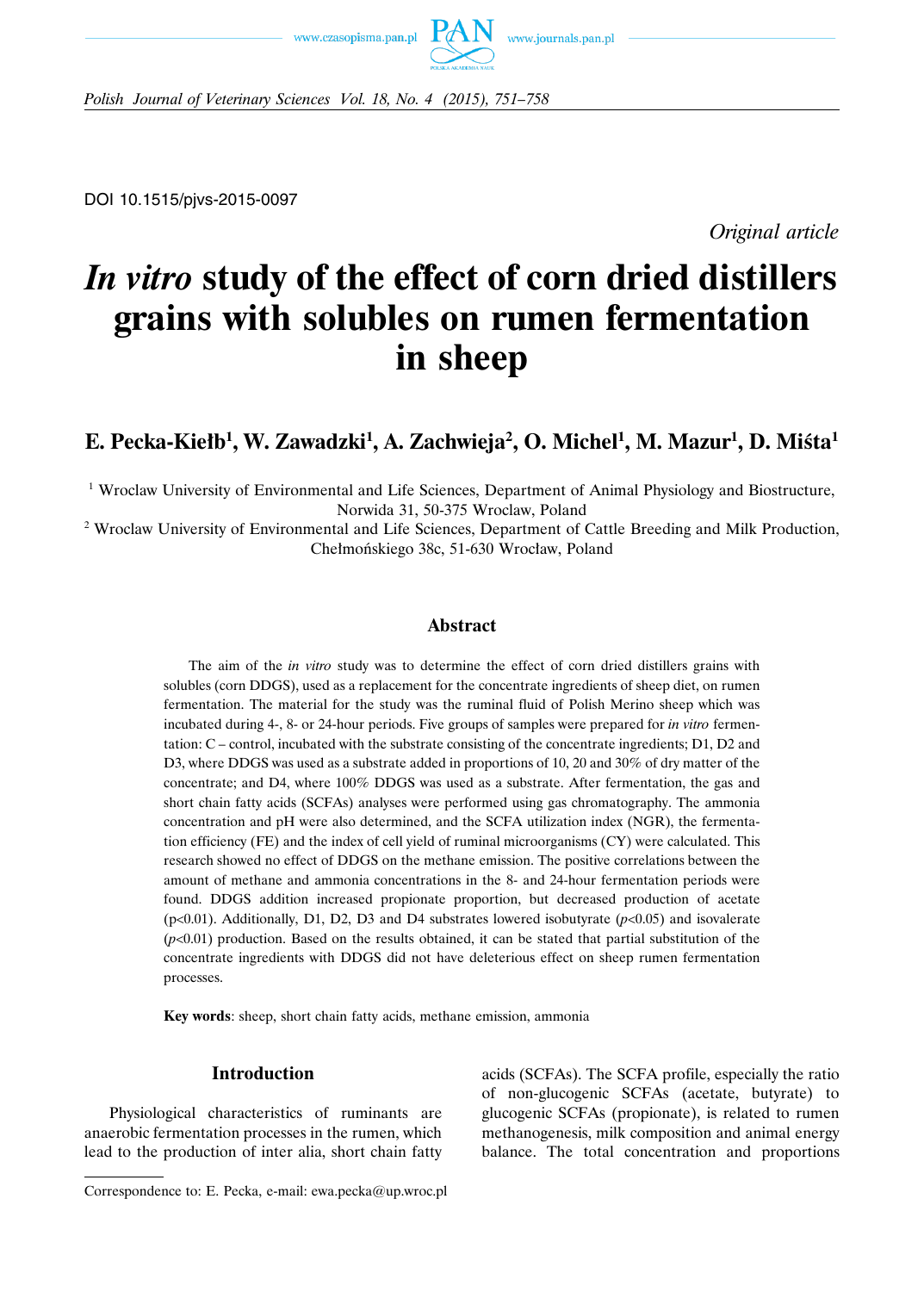DOI 10.1515/pjvs-2015-0097

*Original article*

# *In vitro* study of the effect of corn dried distillers grains with solubles on rumen fermentation in sheep

**E. Pecka-Kiełb[1], W. Zawadzki[1], A. Zachwieja[2], O. Michel[1], M. Mazur[1], D. Miśta[1]**

[1] Wroclaw University of Environmental and Life Sciences, Department of Animal Physiology and Biostructure, Norwida 31, 50-375 Wroclaw, Poland

[2] Wroclaw University of Environmental and Life Sciences, Department of Cattle Breeding and Milk Production, Chełmońskiego 38c, 51-630 Wrocław, Poland

## Abstract

The aim of the *in vitro* study was to determine the effect of corn dried distillers grains with solubles (corn DDGS), used as a replacement for the concentrate ingredients of sheep diet, on rumen fermentation. The material for the study was the ruminal fluid of Polish Merino sheep which was incubated during 4-, 8- or 24-hour periods. Five groups of samples were prepared for *in vitro* fermentation: C – control, incubated with the substrate consisting of the concentrate ingredients; D1, D2 and D3, where DDGS was used as a substrate added in proportions of 10, 20 and 30% of dry matter of the concentrate; and D4, where 100% DDGS was used as a substrate. After fermentation, the gas and short chain fatty acids (SCFAs) analyses were performed using gas chromatography. The ammonia concentration and pH were also determined, and the SCFA utilization index (NGR), the fermentation efficiency (FE) and the index of cell yield of ruminal microorganisms (CY) were calculated. This research showed no effect of DDGS on the methane emission. The positive correlations between the amount of methane and ammonia concentrations in the 8- and 24-hour fermentation periods were found. DDGS addition increased propionate proportion, but decreased production of acetate ($p<0.01$). Additionally, D1, D2, D3 and D4 substrates lowered isobutyrate ($p<0.05$) and isovalerate ($p<0.01$) production. Based on the results obtained, it can be stated that partial substitution of the concentrate ingredients with DDGS did not have deleterious effect on sheep rumen fermentation processes.

**Key words**: sheep, short chain fatty acids, methane emission, ammonia

## Introduction

Physiological characteristics of ruminants are anaerobic fermentation processes in the rumen, which lead to the production of inter alia, short chain fatty acids (SCFAs). The SCFA profile, especially the ratio of non-glucogenic SCFAs (acetate, butyrate) to glucogenic SCFAs (propionate), is related to rumen methanogenesis, milk composition and animal energy balance. The total concentration and proportions

Correspondence to: E. Pecka, e-mail: ewa.pecka@up.wroc.pl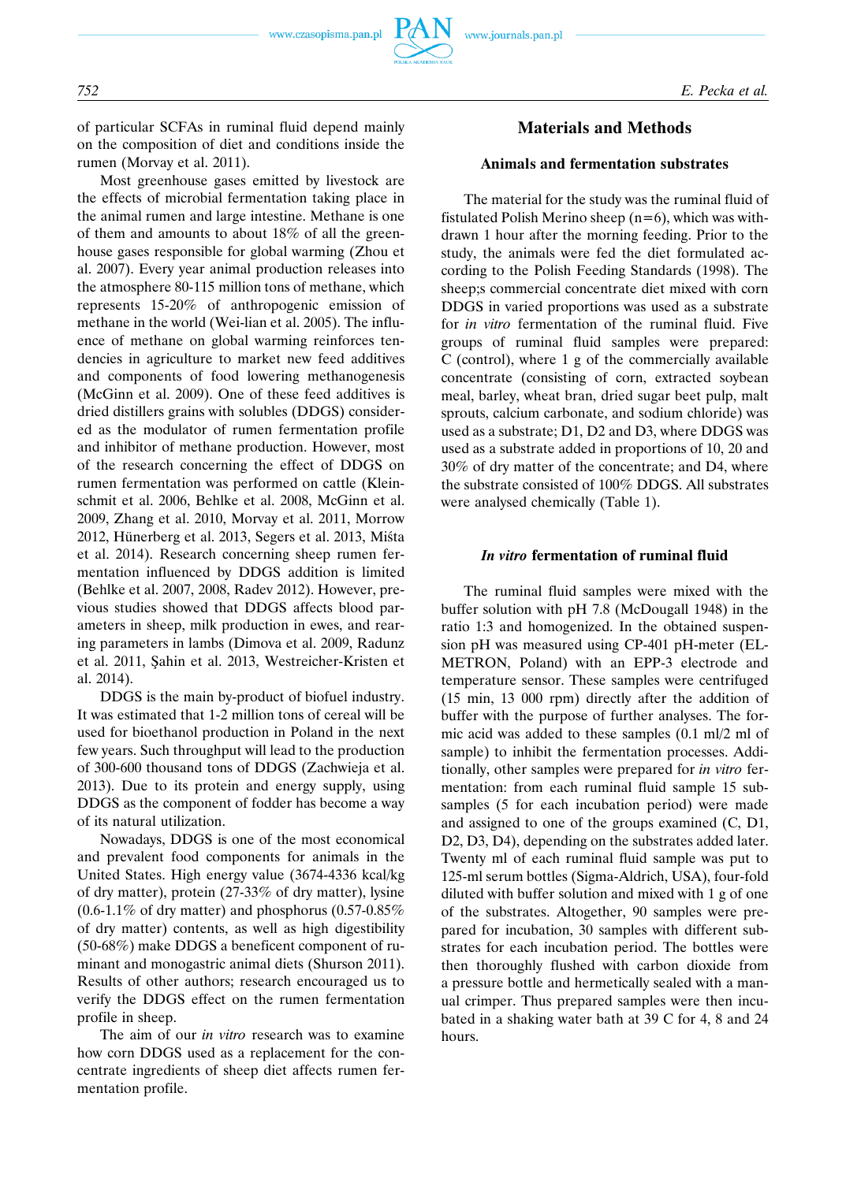of particular SCFAs in ruminal fluid depend mainly on the composition of diet and conditions inside the rumen (Morvay et al. 2011).

Most greenhouse gases emitted by livestock are the effects of microbial fermentation taking place in the animal rumen and large intestine. Methane is one of them and amounts to about 18% of all the greenhouse gases responsible for global warming (Zhou et al. 2007). Every year animal production releases into the atmosphere 80-115 million tons of methane, which represents 15-20% of anthropogenic emission of methane in the world (Wei-lian et al. 2005). The influence of methane on global warming reinforces tendencies in agriculture to market new feed additives and components of food lowering methanogenesis (McGinn et al. 2009). One of these feed additives is dried distillers grains with solubles (DDGS) considered as the modulator of rumen fermentation profile and inhibitor of methane production. However, most of the research concerning the effect of DDGS on rumen fermentation was performed on cattle (Kleinschmit et al. 2006, Behlke et al. 2008, McGinn et al. 2009, Zhang et al. 2010, Morvay et al. 2011, Morrow 2012, Hünerberg et al. 2013, Segers et al. 2013, Miśta et al. 2014). Research concerning sheep rumen fermentation influenced by DDGS addition is limited (Behlke et al. 2007, 2008, Radev 2012). However, previous studies showed that DDGS affects blood parameters in sheep, milk production in ewes, and rearing parameters in lambs (Dimova et al. 2009, Radunz et al. 2011, Şahin et al. 2013, Westreicher-Kristen et al. 2014).

DDGS is the main by-product of biofuel industry. It was estimated that 1-2 million tons of cereal will be used for bioethanol production in Poland in the next few years. Such throughput will lead to the production of 300-600 thousand tons of DDGS (Zachwieja et al. 2013). Due to its protein and energy supply, using DDGS as the component of fodder has become a way of its natural utilization.

Nowadays, DDGS is one of the most economical and prevalent food components for animals in the United States. High energy value (3674-4336 kcal/kg of dry matter), protein (27-33% of dry matter), lysine (0.6-1.1% of dry matter) and phosphorus (0.57-0.85% of dry matter) contents, as well as high digestibility (50-68%) make DDGS a beneficent component of ruminant and monogastric animal diets (Shurson 2011). Results of other authors; research encouraged us to verify the DDGS effect on the rumen fermentation profile in sheep.

The aim of our *in vitro* research was to examine how corn DDGS used as a replacement for the concentrate ingredients of sheep diet affects rumen fermentation profile.

## Materials and Methods

### Animals and fermentation substrates

The material for the study was the ruminal fluid of fistulated Polish Merino sheep (n=6), which was withdrawn 1 hour after the morning feeding. Prior to the study, the animals were fed the diet formulated according to the Polish Feeding Standards (1998). The sheep;s commercial concentrate diet mixed with corn DDGS in varied proportions was used as a substrate for *in vitro* fermentation of the ruminal fluid. Five groups of ruminal fluid samples were prepared: C (control), where 1 g of the commercially available concentrate (consisting of corn, extracted soybean meal, barley, wheat bran, dried sugar beet pulp, malt sprouts, calcium carbonate, and sodium chloride) was used as a substrate; D1, D2 and D3, where DDGS was used as a substrate added in proportions of 10, 20 and 30% of dry matter of the concentrate; and D4, where the substrate consisted of 100% DDGS. All substrates were analysed chemically (Table 1).

### *In vitro* fermentation of ruminal fluid

The ruminal fluid samples were mixed with the buffer solution with pH 7.8 (McDougall 1948) in the ratio 1:3 and homogenized. In the obtained suspension pH was measured using CP-401 pH-meter (ELMETRON, Poland) with an EPP-3 electrode and temperature sensor. These samples were centrifuged (15 min, 13 000 rpm) directly after the addition of buffer with the purpose of further analyses. The formic acid was added to these samples (0.1 ml/2 ml of sample) to inhibit the fermentation processes. Additionally, other samples were prepared for *in vitro* fermentation: from each ruminal fluid sample 15 subsamples (5 for each incubation period) were made and assigned to one of the groups examined (C, D1, D2, D3, D4), depending on the substrates added later. Twenty ml of each ruminal fluid sample was put to 125-ml serum bottles (Sigma-Aldrich, USA), four-fold diluted with buffer solution and mixed with 1 g of one of the substrates. Altogether, 90 samples were prepared for incubation, 30 samples with different substrates for each incubation period. The bottles were then thoroughly flushed with carbon dioxide from a pressure bottle and hermetically sealed with a manual crimper. Thus prepared samples were then incubated in a shaking water bath at 39 C for 4, 8 and 24 hours.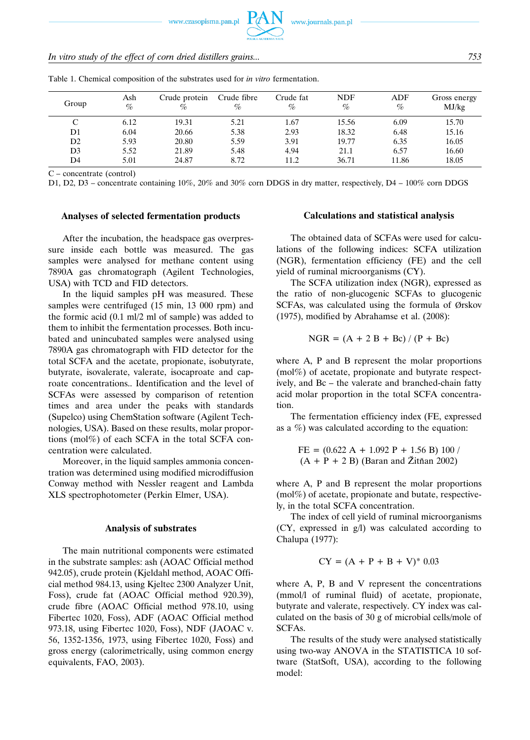Table 1. Chemical composition of the substrates used for *in vitro* fermentation.

| Group | Ash % | Crude protein % | Crude fibre % | Crude fat % | NDF % | ADF % | Gross energy MJ/kg |
|---|---|---|---|---|---|---|---|
| C | 6.12 | 19.31 | 5.21 | 1.67 | 15.56 | 6.09 | 15.70 |
| D1 | 6.04 | 20.66 | 5.38 | 2.93 | 18.32 | 6.48 | 15.16 |
| D2 | 5.93 | 20.80 | 5.59 | 3.91 | 19.77 | 6.35 | 16.05 |
| D3 | 5.52 | 21.89 | 5.48 | 4.94 | 21.1 | 6.57 | 16.60 |
| D4 | 5.01 | 24.87 | 8.72 | 11.2 | 36.71 | 11.86 | 18.05 |

C – concentrate (control)
D1, D2, D3 – concentrate containing 10%, 20% and 30% corn DDGS in dry matter, respectively, D4 – 100% corn DDGS

### Analyses of selected fermentation products

After the incubation, the headspace gas overpressure inside each bottle was measured. The gas samples were analysed for methane content using 7890A gas chromatograph (Agilent Technologies, USA) with TCD and FID detectors.

In the liquid samples pH was measured. These samples were centrifuged (15 min, 13 000 rpm) and the formic acid (0.1 ml/2 ml of sample) was added to them to inhibit the fermentation processes. Both incubated and unincubated samples were analysed using 7890A gas chromatograph with FID detector for the total SCFA and the acetate, propionate, isobutyrate, butyrate, isovalerate, valerate, isocaproate and caproate concentrations.. Identification and the level of SCFAs were assessed by comparison of retention times and area under the peaks with standards (Supelco) using ChemStation software (Agilent Technologies, USA). Based on these results, molar proportions (mol%) of each SCFA in the total SCFA concentration were calculated.

Moreover, in the liquid samples ammonia concentration was determined using modified microdiffusion Conway method with Nessler reagent and Lambda XLS spectrophotometer (Perkin Elmer, USA).

### Analysis of substrates

The main nutritional components were estimated in the substrate samples: ash (AOAC Official method 942.05), crude protein (Kjeldahl method, AOAC Official method 984.13, using Kjeltec 2300 Analyzer Unit, Foss), crude fat (AOAC Official method 920.39), crude fibre (AOAC Official method 978.10, using Fibertec 1020, Foss), ADF (AOAC Official method 973.18, using Fibertec 1020, Foss), NDF (JAOAC v. 56, 1352-1356, 1973, using Fibertec 1020, Foss) and gross energy (calorimetrically, using common energy equivalents, FAO, 2003).

### Calculations and statistical analysis

The obtained data of SCFAs were used for calculations of the following indices: SCFA utilization (NGR), fermentation efficiency (FE) and the cell yield of ruminal microorganisms (CY).

The SCFA utilization index (NGR), expressed as the ratio of non-glucogenic SCFAs to glucogenic SCFAs, was calculated using the formula of Ørskov (1975), modified by Abrahamse et al. (2008):

$$NGR = (A + 2\,B + Bc) / (P + Bc)$$

where A, P and B represent the molar proportions (mol%) of acetate, propionate and butyrate respectively, and Bc – the valerate and branched-chain fatty acid molar proportion in the total SCFA concentration.

The fermentation efficiency index (FE, expressed as a %) was calculated according to the equation:

$$FE = (0.622\,A + 1.092\,P + 1.56\,B)\,100 / (A + P + 2\,B)$$ (Baran and Žitňan 2002)

where A, P and B represent the molar proportions (mol%) of acetate, propionate and butate, respectively, in the total SCFA concentration.

The index of cell yield of ruminal microorganisms (CY, expressed in g/l) was calculated according to Chalupa (1977):

$$CY = (A + P + B + V)^{*}\,0.03$$

where A, P, B and V represent the concentrations (mmol/l of ruminal fluid) of acetate, propionate, butyrate and valerate, respectively. CY index was calculated on the basis of 30 g of microbial cells/mole of SCFAs.

The results of the study were analysed statistically using two-way ANOVA in the STATISTICA 10 software (StatSoft, USA), according to the following model: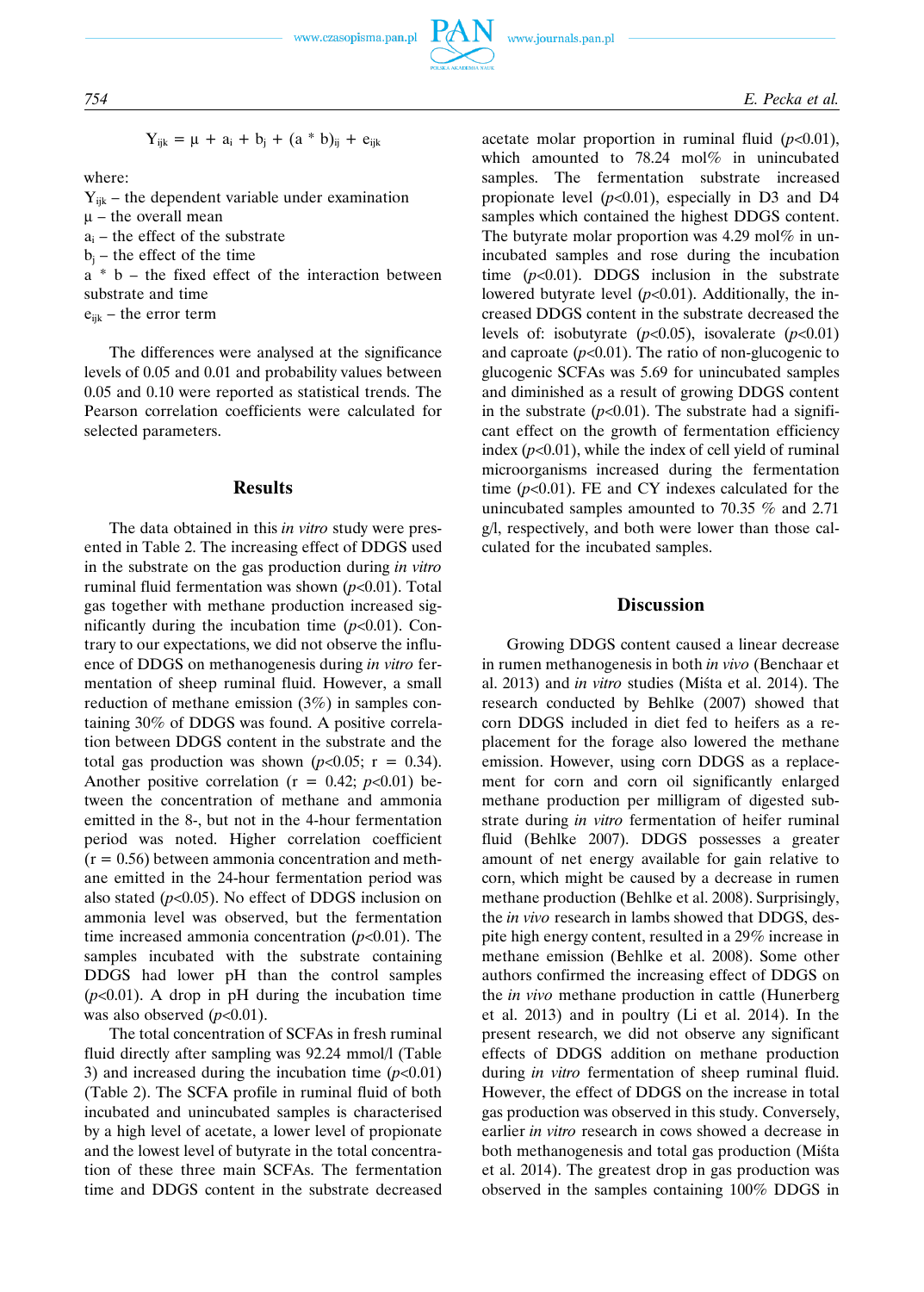$$Y_{ijk} = \mu + a_i + b_j + (a * b)_{ij} + e_{ijk}$$

where:

$Y_{ijk}$ – the dependent variable under examination
$\mu$ – the overall mean
$a_i$ – the effect of the substrate
$b_j$ – the effect of the time
$a * b$ – the fixed effect of the interaction between substrate and time
$e_{ijk}$ – the error term

The differences were analysed at the significance levels of 0.05 and 0.01 and probability values between 0.05 and 0.10 were reported as statistical trends. The Pearson correlation coefficients were calculated for selected parameters.

## Results

The data obtained in this *in vitro* study were presented in Table 2. The increasing effect of DDGS used in the substrate on the gas production during *in vitro* ruminal fluid fermentation was shown ($p<0.01$). Total gas together with methane production increased significantly during the incubation time ($p<0.01$). Contrary to our expectations, we did not observe the influence of DDGS on methanogenesis during *in vitro* fermentation of sheep ruminal fluid. However, a small reduction of methane emission (3%) in samples containing 30% of DDGS was found. A positive correlation between DDGS content in the substrate and the total gas production was shown ($p<0.05$; $r = 0.34$). Another positive correlation ($r = 0.42$; $p<0.01$) between the concentration of methane and ammonia emitted in the 8-, but not in the 4-hour fermentation period was noted. Higher correlation coefficient ($r = 0.56$) between ammonia concentration and methane emitted in the 24-hour fermentation period was also stated ($p<0.05$). No effect of DDGS inclusion on ammonia level was observed, but the fermentation time increased ammonia concentration ($p<0.01$). The samples incubated with the substrate containing DDGS had lower pH than the control samples ($p<0.01$). A drop in pH during the incubation time was also observed ($p<0.01$).

The total concentration of SCFAs in fresh ruminal fluid directly after sampling was 92.24 mmol/l (Table 3) and increased during the incubation time ($p<0.01$) (Table 2). The SCFA profile in ruminal fluid of both incubated and unincubated samples is characterised by a high level of acetate, a lower level of propionate and the lowest level of butyrate in the total concentration of these three main SCFAs. The fermentation time and DDGS content in the substrate decreased acetate molar proportion in ruminal fluid ($p<0.01$), which amounted to 78.24 mol% in unincubated samples. The fermentation substrate increased propionate level ($p<0.01$), especially in D3 and D4 samples which contained the highest DDGS content. The butyrate molar proportion was 4.29 mol% in unincubated samples and rose during the incubation time ($p<0.01$). DDGS inclusion in the substrate lowered butyrate level ($p<0.01$). Additionally, the increased DDGS content in the substrate decreased the levels of: isobutyrate ($p<0.05$), isovalerate ($p<0.01$) and caproate ($p<0.01$). The ratio of non-glucogenic to glucogenic SCFAs was 5.69 for unincubated samples and diminished as a result of growing DDGS content in the substrate ($p<0.01$). The substrate had a significant effect on the growth of fermentation efficiency index ($p<0.01$), while the index of cell yield of ruminal microorganisms increased during the fermentation time ($p<0.01$). FE and CY indexes calculated for the unincubated samples amounted to 70.35 % and 2.71 g/l, respectively, and both were lower than those calculated for the incubated samples.

## Discussion

Growing DDGS content caused a linear decrease in rumen methanogenesis in both *in vivo* (Benchaar et al. 2013) and *in vitro* studies (Miśta et al. 2014). The research conducted by Behlke (2007) showed that corn DDGS included in diet fed to heifers as a replacement for the forage also lowered the methane emission. However, using corn DDGS as a replacement for corn and corn oil significantly enlarged methane production per milligram of digested substrate during *in vitro* fermentation of heifer ruminal fluid (Behlke 2007). DDGS possesses a greater amount of net energy available for gain relative to corn, which might be caused by a decrease in rumen methane production (Behlke et al. 2008). Surprisingly, the *in vivo* research in lambs showed that DDGS, despite high energy content, resulted in a 29% increase in methane emission (Behlke et al. 2008). Some other authors confirmed the increasing effect of DDGS on the *in vivo* methane production in cattle (Hunerberg et al. 2013) and in poultry (Li et al. 2014). In the present research, we did not observe any significant effects of DDGS addition on methane production during *in vitro* fermentation of sheep ruminal fluid. However, the effect of DDGS on the increase in total gas production was observed in this study. Conversely, earlier *in vitro* research in cows showed a decrease in both methanogenesis and total gas production (Miśta et al. 2014). The greatest drop in gas production was observed in the samples containing 100% DDGS in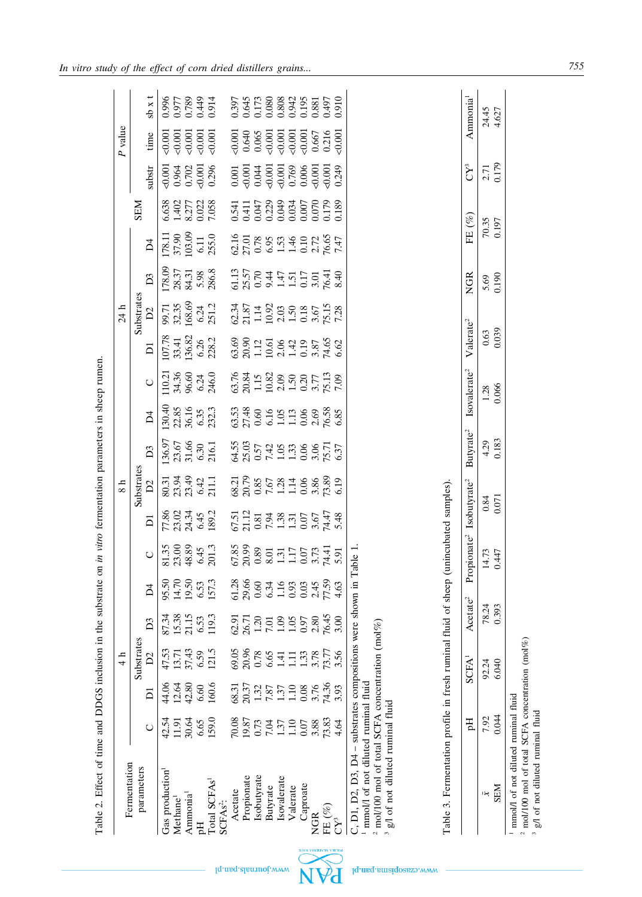Table 2. Effect of time and DDGS inclusion in the substrate on *in vitro* fermentation parameters in sheep rumen.

| Fermentation parameters | 4 h | | | | | 8 h | | | | | 24 h | | | | | SEM | P value | | |
|---|---|---|---|---|---|---|---|---|---|---|---|---|---|---|---|---|---|---|---|
| | C | Substrates | | | | C | Substrates | | | | C | Substrates | | | | | substr | time | sb x t |
| | | D1 | D2 | D3 | D4 | | D1 | D2 | D3 | D4 | | D1 | D2 | D3 | D4 | | | | |
| Gas production[1] | 42.54 | 44.06 | 47.53 | 87.34 | 95.50 | 81.35 | 77.86 | 80.31 | 136.97 | 130.40 | 110.21 | 107.78 | 99.71 | 178.09 | 178.11 | 6.638 | <0.001 | <0.001 | 0.996 |
| Methane[1] | 11.91 | 12.64 | 13.71 | 15.38 | 14.70 | 23.00 | 23.02 | 23.94 | 23.67 | 22.85 | 34.36 | 33.41 | 32.35 | 28.37 | 37.90 | 1.402 | 0.964 | <0.001 | 0.977 |
| Ammonia[1] | 30.64 | 42.80 | 37.43 | 21.15 | 19.50 | 48.89 | 24.34 | 23.49 | 31.66 | 36.16 | 96.60 | 136.82 | 168.69 | 84.31 | 103.09 | 8.277 | 0.702 | <0.001 | 0.789 |
| pH | 6.65 | 6.60 | 6.59 | 6.53 | 6.53 | 6.45 | 6.45 | 6.42 | 6.30 | 6.35 | 6.24 | 6.26 | 6.24 | 5.98 | 6.11 | 0.022 | <0.001 | <0.001 | 0.449 |
| Total SCFAs[1] | 159.0 | 160.6 | 121.5 | 119.3 | 157.3 | 201.3 | 189.2 | 211.1 | 216.1 | 232.3 | 246.0 | 228.2 | 251.2 | 286.8 | 255.0 | 7.058 | 0.296 | <0.001 | 0.914 |
| SCFAs[2]: | | | | | | | | | | | | | | | | | | | |
| Acetate | 70.08 | 68.31 | 69.05 | 62.91 | 61.28 | 67.85 | 67.51 | 68.21 | 64.55 | 63.53 | 63.76 | 63.69 | 62.34 | 61.13 | 62.16 | 0.541 | 0.001 | <0.001 | 0.397 |
| Propionate | 19.87 | 20.37 | 20.96 | 26.71 | 29.66 | 20.99 | 21.12 | 20.79 | 25.03 | 27.48 | 20.84 | 20.90 | 21.87 | 25.57 | 27.01 | 0.411 | <0.001 | 0.640 | 0.645 |
| Isobutyrate | 0.73 | 1.32 | 0.78 | 1.20 | 0.60 | 0.89 | 0.81 | 0.85 | 0.57 | 0.60 | 1.15 | 1.12 | 1.14 | 0.70 | 0.78 | 0.047 | 0.044 | 0.065 | 0.173 |
| Butyrate | 7.04 | 7.87 | 6.65 | 7.01 | 6.34 | 8.01 | 7.94 | 7.67 | 7.42 | 6.16 | 10.82 | 10.61 | 10.92 | 9.44 | 6.95 | 0.229 | <0.001 | <0.001 | 0.080 |
| Isovalerate | 1.37 | 1.37 | 1.41 | 1.09 | 1.16 | 1.31 | 1.38 | 1.28 | 1.05 | 1.05 | 2.09 | 2.06 | 2.03 | 1.47 | 1.53 | 0.049 | <0.001 | <0.001 | 0.808 |
| Valerate | 1.10 | 1.10 | 1.11 | 1.05 | 0.93 | 1.17 | 1.31 | 1.14 | 1.33 | 1.13 | 1.50 | 1.42 | 1.50 | 1.51 | 1.46 | 0.034 | 0.769 | <0.001 | 0.942 |
| Caproate | 0.07 | 0.08 | 1.33 | 0.97 | 0.03 | 0.07 | 0.07 | 0.06 | 0.06 | 0.06 | 0.20 | 0.19 | 0.18 | 0.17 | 0.10 | 0.007 | 0.006 | <0.001 | 0.195 |
| NGR | 3.88 | 3.76 | 3.78 | 2.80 | 2.45 | 3.73 | 3.67 | 3.86 | 3.06 | 2.69 | 3.77 | 3.87 | 3.67 | 3.01 | 2.72 | 0.070 | <0.001 | 0.667 | 0.881 |
| FE (%) | 73.83 | 74.36 | 73.77 | 76.45 | 77.59 | 74.41 | 74.47 | 73.89 | 75.71 | 76.58 | 75.13 | 74.65 | 75.15 | 76.41 | 76.65 | 0.179 | <0.001 | 0.216 | 0.497 |
| CY[3] | 4.64 | 3.93 | 3.56 | 3.00 | 4.63 | 5.91 | 5.48 | 6.19 | 6.37 | 6.85 | 7.09 | 6.62 | 7.28 | 8.40 | 7.47 | 0.189 | 0.249 | <0.001 | 0.910 |

C, D1, D2, D3, D4 – substrates compositions were shown in Table 1.
[1] mmol/l of not diluted ruminal fluid
[2] mol/100 mol of total SCFA concentration (mol%)
[3] g/l of not diluted ruminal fluid

Table 3. Fermentation profile in fresh ruminal fluid of sheep (unincubated samples).

| | pH | SCFA[1] | Acetate[2] | Propionate[2] | Isobutyrate[2] | Butyrate[2] | Isovalerate[2] | Valerate[2] | NGR | FE (%) | CY[3] | Ammonia[1] |
|---|---|---|---|---|---|---|---|---|---|---|---|---|
| $\bar{x}$ | 7.92 | 92.24 | 78.24 | 14.73 | 0.84 | 4.29 | 1.28 | 0.63 | 5.69 | 70.35 | 2.71 | 24.45 |
| SEM | 0.044 | 6.040 | 0.393 | 0.447 | 0.071 | 0.183 | 0.066 | 0.039 | 0.190 | 0.197 | 0.179 | 4.627 |

[1] mmol/l of not diluted ruminal fluid
[2] mol/100 mol of total SCFA concentration (mol%)
[3] g/l of not diluted ruminal fluid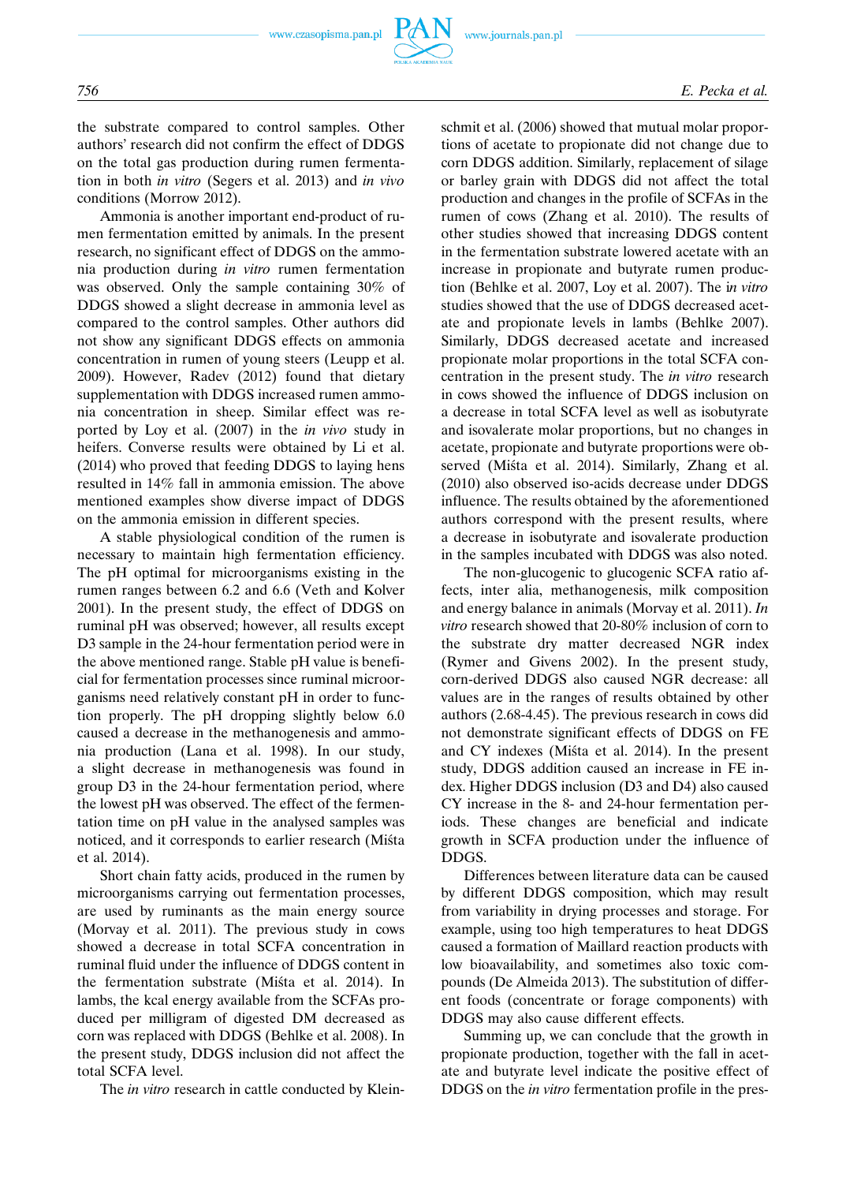the substrate compared to control samples. Other authors' research did not confirm the effect of DDGS on the total gas production during rumen fermentation in both *in vitro* (Segers et al. 2013) and *in vivo* conditions (Morrow 2012).

Ammonia is another important end-product of rumen fermentation emitted by animals. In the present research, no significant effect of DDGS on the ammonia production during *in vitro* rumen fermentation was observed. Only the sample containing 30% of DDGS showed a slight decrease in ammonia level as compared to the control samples. Other authors did not show any significant DDGS effects on ammonia concentration in rumen of young steers (Leupp et al. 2009). However, Radev (2012) found that dietary supplementation with DDGS increased rumen ammonia concentration in sheep. Similar effect was reported by Loy et al. (2007) in the *in vivo* study in heifers. Converse results were obtained by Li et al. (2014) who proved that feeding DDGS to laying hens resulted in 14% fall in ammonia emission. The above mentioned examples show diverse impact of DDGS on the ammonia emission in different species.

A stable physiological condition of the rumen is necessary to maintain high fermentation efficiency. The pH optimal for microorganisms existing in the rumen ranges between 6.2 and 6.6 (Veth and Kolver 2001). In the present study, the effect of DDGS on ruminal pH was observed; however, all results except D3 sample in the 24-hour fermentation period were in the above mentioned range. Stable pH value is beneficial for fermentation processes since ruminal microorganisms need relatively constant pH in order to function properly. The pH dropping slightly below 6.0 caused a decrease in the methanogenesis and ammonia production (Lana et al. 1998). In our study, a slight decrease in methanogenesis was found in group D3 in the 24-hour fermentation period, where the lowest pH was observed. The effect of the fermentation time on pH value in the analysed samples was noticed, and it corresponds to earlier research (Miśta et al. 2014).

Short chain fatty acids, produced in the rumen by microorganisms carrying out fermentation processes, are used by ruminants as the main energy source (Morvay et al. 2011). The previous study in cows showed a decrease in total SCFA concentration in ruminal fluid under the influence of DDGS content in the fermentation substrate (Miśta et al. 2014). In lambs, the kcal energy available from the SCFAs produced per milligram of digested DM decreased as corn was replaced with DDGS (Behlke et al. 2008). In the present study, DDGS inclusion did not affect the total SCFA level.

The *in vitro* research in cattle conducted by Kleinschmit et al. (2006) showed that mutual molar proportions of acetate to propionate did not change due to corn DDGS addition. Similarly, replacement of silage or barley grain with DDGS did not affect the total production and changes in the profile of SCFAs in the rumen of cows (Zhang et al. 2010). The results of other studies showed that increasing DDGS content in the fermentation substrate lowered acetate with an increase in propionate and butyrate rumen production (Behlke et al. 2007, Loy et al. 2007). The *in vitro* studies showed that the use of DDGS decreased acetate and propionate levels in lambs (Behlke 2007). Similarly, DDGS decreased acetate and increased propionate molar proportions in the total SCFA concentration in the present study. The *in vitro* research in cows showed the influence of DDGS inclusion on a decrease in total SCFA level as well as isobutyrate and isovalerate molar proportions, but no changes in acetate, propionate and butyrate proportions were observed (Miśta et al. 2014). Similarly, Zhang et al. (2010) also observed iso-acids decrease under DDGS influence. The results obtained by the aforementioned authors correspond with the present results, where a decrease in isobutyrate and isovalerate production in the samples incubated with DDGS was also noted.

The non-glucogenic to glucogenic SCFA ratio affects, inter alia, methanogenesis, milk composition and energy balance in animals (Morvay et al. 2011). *In vitro* research showed that 20-80% inclusion of corn to the substrate dry matter decreased NGR index (Rymer and Givens 2002). In the present study, corn-derived DDGS also caused NGR decrease: all values are in the ranges of results obtained by other authors (2.68-4.45). The previous research in cows did not demonstrate significant effects of DDGS on FE and CY indexes (Miśta et al. 2014). In the present study, DDGS addition caused an increase in FE index. Higher DDGS inclusion (D3 and D4) also caused CY increase in the 8- and 24-hour fermentation periods. These changes are beneficial and indicate growth in SCFA production under the influence of DDGS.

Differences between literature data can be caused by different DDGS composition, which may result from variability in drying processes and storage. For example, using too high temperatures to heat DDGS caused a formation of Maillard reaction products with low bioavailability, and sometimes also toxic compounds (De Almeida 2013). The substitution of different foods (concentrate or forage components) with DDGS may also cause different effects.

Summing up, we can conclude that the growth in propionate production, together with the fall in acetate and butyrate level indicate the positive effect of DDGS on the *in vitro* fermentation profile in the pres-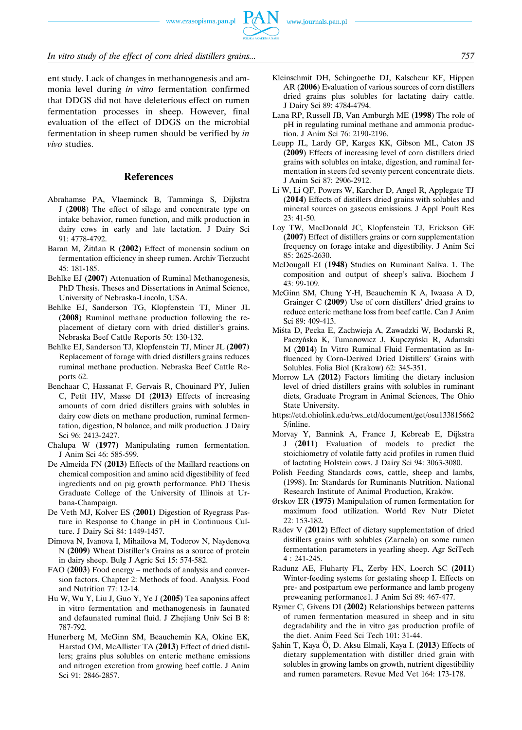ent study. Lack of changes in methanogenesis and ammonia level during *in vitro* fermentation confirmed that DDGS did not have deleterious effect on rumen fermentation processes in sheep. However, final evaluation of the effect of DDGS on the microbial fermentation in sheep rumen should be verified by *in vivo* studies.

## References

Abrahamse PA, Vlaeminck B, Tamminga S, Dijkstra J (**2008**) The effect of silage and concentrate type on intake behavior, rumen function, and milk production in dairy cows in early and late lactation. J Dairy Sci 91: 4778-4792.

Baran M, Žitňan R (**2002**) Effect of monensin sodium on fermentation efficiency in sheep rumen. Archiv Tierzucht 45: 181-185.

Behlke EJ (**2007**) Attenuation of Ruminal Methanogenesis, PhD Thesis. Theses and Dissertations in Animal Science, University of Nebraska-Lincoln, USA.

Behlke EJ, Sanderson TG, Klopfenstein TJ, Miner JL (**2008**) Ruminal methane production following the replacement of dietary corn with dried distiller's grains. Nebraska Beef Cattle Reports 50: 130-132.

Behlke EJ, Sanderson TJ, Klopfenstein TJ, Miner JL (**2007**) Replacement of forage with dried distillers grains reduces ruminal methane production. Nebraska Beef Cattle Reports 62.

Benchaar C, Hassanat F, Gervais R, Chouinard PY, Julien C, Petit HV, Masse DI (**2013**) Effects of increasing amounts of corn dried distillers grains with solubles in dairy cow diets on methane production, ruminal fermentation, digestion, N balance, and milk production. J Dairy Sci 96: 2413-2427.

Chalupa W (**1977**) Manipulating rumen fermentation. J Anim Sci 46: 585-599.

De Almeida FN (**2013**) Effects of the Maillard reactions on chemical composition and amino acid digestibility of feed ingredients and on pig growth performance. PhD Thesis Graduate College of the University of Illinois at Urbana-Champaign.

De Veth MJ, Kolver ES (**2001**) Digestion of Ryegrass Pasture in Response to Change in pH in Continuous Culture. J Dairy Sci 84: 1449-1457.

Dimova N, Ivanova I, Mihailova M, Todorov N, Naydenova N (**2009**) Wheat Distiller's Grains as a source of protein in dairy sheep. Bulg J Agric Sci 15: 574-582.

FAO (**2003**) Food energy – methods of analysis and conversion factors. Chapter 2: Methods of food. Analysis. Food and Nutrition 77: 12-14.

Hu W, Wu Y, Liu J, Guo Y, Ye J (**2005**) Tea saponins affect in vitro fermentation and methanogenesis in faunated and defaunated ruminal fluid. J Zhejiang Univ Sci B 8: 787-792.

Hunerberg M, McGinn SM, Beauchemin KA, Okine EK, Harstad OM, McAllister TA (**2013**) Effect of dried distillers; grains plus solubles on enteric methane emissions and nitrogen excretion from growing beef cattle. J Anim Sci 91: 2846-2857.

Kleinschmit DH, Schingoethe DJ, Kalscheur KF, Hippen AR (**2006**) Evaluation of various sources of corn distillers dried grains plus solubles for lactating dairy cattle. J Dairy Sci 89: 4784-4794.

Lana RP, Russell JB, Van Amburgh ME (**1998**) The role of pH in regulating ruminal methane and ammonia production. J Anim Sci 76: 2190-2196.

Leupp JL, Lardy GP, Karges KK, Gibson ML, Caton JS (**2009**) Effects of increasing level of corn distillers dried grains with solubles on intake, digestion, and ruminal fermentation in steers fed seventy percent concentrate diets. J Anim Sci 87: 2906-2912.

Li W, Li QF, Powers W, Karcher D, Angel R, Applegate TJ (**2014**) Effects of distillers dried grains with solubles and mineral sources on gaseous emissions. J Appl Poult Res 23: 41-50.

Loy TW, MacDonald JC, Klopfenstein TJ, Erickson GE (**2007**) Effect of distillers grains or corn supplementation frequency on forage intake and digestibility. J Anim Sci 85: 2625-2630.

McDougall EI (**1948**) Studies on Ruminant Saliva. 1. The composition and output of sheep's saliva. Biochem J 43: 99-109.

McGinn SM, Chung Y-H, Beauchemin K A, Iwaasa A D, Grainger C (**2009**) Use of corn distillers' dried grains to reduce enteric methane loss from beef cattle. Can J Anim Sci 89: 409-413.

Miśta D, Pecka E, Zachwieja A, Zawadzki W, Bodarski R, Paczyńska K, Tumanowicz J, Kupczyński R, Adamski M (**2014**) In Vitro Ruminal Fluid Fermentation as Influenced by Corn-Derived Dried Distillers' Grains with Solubles. Folia Biol (Krakow) 62: 345-351.

Morrow LA (**2012**) Factors limiting the dietary inclusion level of dried distillers grains with solubles in ruminant diets, Graduate Program in Animal Sciences, The Ohio State University.
https://etd.ohiolink.edu/rws_etd/document/get/osu1338156625/inline.

Morvay Y, Bannink A, France J, Kebreab E, Dijkstra J (**2011**) Evaluation of models to predict the stoichiometry of volatile fatty acid profiles in rumen fluid of lactating Holstein cows. J Dairy Sci 94: 3063-3080.

Polish Feeding Standards cows, cattle, sheep and lambs, (1998). In: Standards for Ruminants Nutrition. National Research Institute of Animal Production, Kraków.

Ørskov ER (**1975**) Manipulation of rumen fermentation for maximum food utilization. World Rev Nutr Dietet 22: 153-182.

Radev V (**2012**) Effect of dietary supplementation of dried distillers grains with solubles (Zarnela) on some rumen fermentation parameters in yearling sheep. Agr SciTech 4 : 241-245.

Radunz AE, Fluharty FL, Zerby HN, Loerch SC (**2011**) Winter-feeding systems for gestating sheep I. Effects on pre- and postpartum ewe performance and lamb progeny preweaning performance1. J Anim Sci 89: 467-477.

Rymer C, Givens DI (**2002**) Relationships between patterns of rumen fermentation measured in sheep and in situ degradability and the in vitro gas production profile of the diet. Anim Feed Sci Tech 101: 31-44.

Şahin T, Kaya Ö, D. Aksu Elmali, Kaya I. (**2013**) Effects of dietary supplementation with distiller dried grain with solubles in growing lambs on growth, nutrient digestibility and rumen parameters. Revue Med Vet 164: 173-178.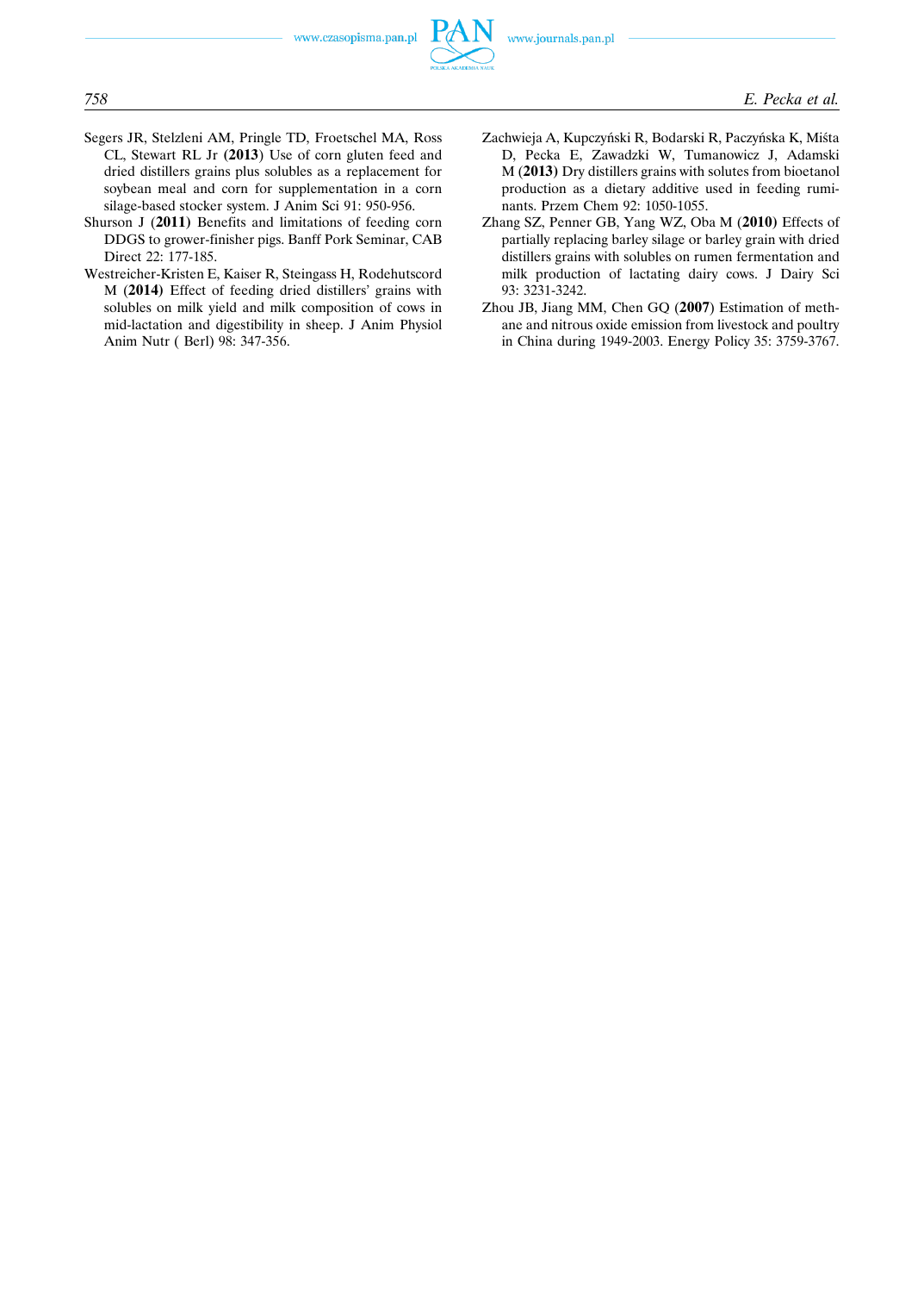Segers JR, Stelzleni AM, Pringle TD, Froetschel MA, Ross CL, Stewart RL Jr (**2013**) Use of corn gluten feed and dried distillers grains plus solubles as a replacement for soybean meal and corn for supplementation in a corn silage-based stocker system. J Anim Sci 91: 950-956.

Shurson J (**2011**) Benefits and limitations of feeding corn DDGS to grower-finisher pigs. Banff Pork Seminar, CAB Direct 22: 177-185.

Westreicher-Kristen E, Kaiser R, Steingass H, Rodehutscord M (**2014**) Effect of feeding dried distillers' grains with solubles on milk yield and milk composition of cows in mid-lactation and digestibility in sheep. J Anim Physiol Anim Nutr ( Berl) 98: 347-356.

Zachwieja A, Kupczyński R, Bodarski R, Paczyńska K, Miśta D, Pecka E, Zawadzki W, Tumanowicz J, Adamski M (**2013**) Dry distillers grains with solutes from bioetanol production as a dietary additive used in feeding ruminants. Przem Chem 92: 1050-1055.

Zhang SZ, Penner GB, Yang WZ, Oba M (**2010**) Effects of partially replacing barley silage or barley grain with dried distillers grains with solubles on rumen fermentation and milk production of lactating dairy cows. J Dairy Sci 93: 3231-3242.

Zhou JB, Jiang MM, Chen GQ (**2007**) Estimation of methane and nitrous oxide emission from livestock and poultry in China during 1949-2003. Energy Policy 35: 3759-3767.